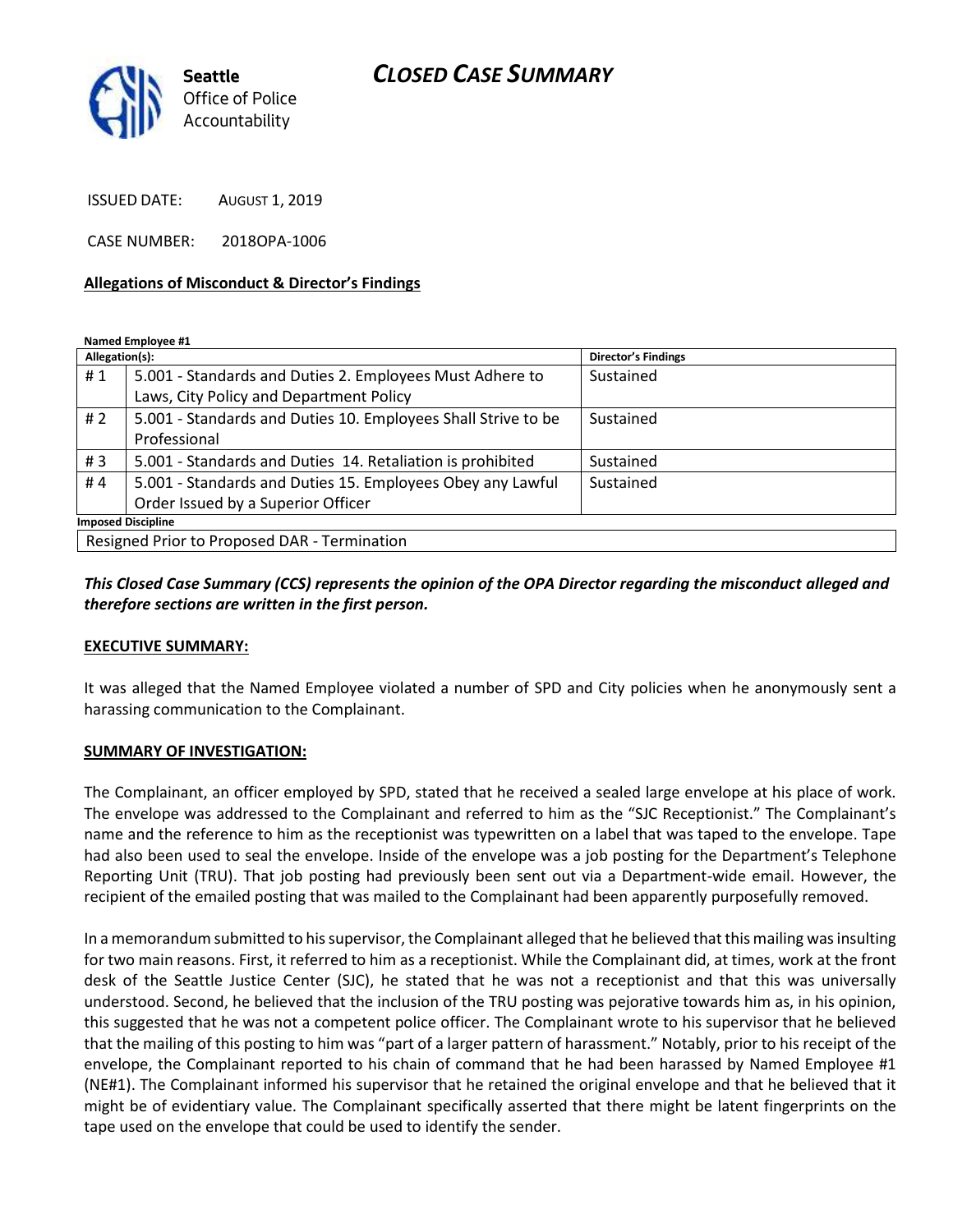Seattle Office of Police Accountability

# CLOSED CASE SUMMARY

ISSUED DATE: AUGUST 1, 2019

CASE NUMBER: 2018OPA-1006

## Allegations of Misconduct & Director's Findings

**Named Employee #1**

| Allegation(s): | | Director's Findings |
|---|---|---|
| # 1 | 5.001 - Standards and Duties 2. Employees Must Adhere to Laws, City Policy and Department Policy | Sustained |
| # 2 | 5.001 - Standards and Duties 10. Employees Shall Strive to be Professional | Sustained |
| # 3 | 5.001 - Standards and Duties 14. Retaliation is prohibited | Sustained |
| # 4 | 5.001 - Standards and Duties 15. Employees Obey any Lawful Order Issued by a Superior Officer | Sustained |

**Imposed Discipline**

Resigned Prior to Proposed DAR - Termination

***This Closed Case Summary (CCS) represents the opinion of the OPA Director regarding the misconduct alleged and therefore sections are written in the first person.***

**EXECUTIVE SUMMARY:**

It was alleged that the Named Employee violated a number of SPD and City policies when he anonymously sent a harassing communication to the Complainant.

**SUMMARY OF INVESTIGATION:**

The Complainant, an officer employed by SPD, stated that he received a sealed large envelope at his place of work. The envelope was addressed to the Complainant and referred to him as the "SJC Receptionist." The Complainant's name and the reference to him as the receptionist was typewritten on a label that was taped to the envelope. Tape had also been used to seal the envelope. Inside of the envelope was a job posting for the Department's Telephone Reporting Unit (TRU). That job posting had previously been sent out via a Department-wide email. However, the recipient of the emailed posting that was mailed to the Complainant had been apparently purposefully removed.

In a memorandum submitted to his supervisor, the Complainant alleged that he believed that this mailing was insulting for two main reasons. First, it referred to him as a receptionist. While the Complainant did, at times, work at the front desk of the Seattle Justice Center (SJC), he stated that he was not a receptionist and that this was universally understood. Second, he believed that the inclusion of the TRU posting was pejorative towards him as, in his opinion, this suggested that he was not a competent police officer. The Complainant wrote to his supervisor that he believed that the mailing of this posting to him was "part of a larger pattern of harassment." Notably, prior to his receipt of the envelope, the Complainant reported to his chain of command that he had been harassed by Named Employee #1 (NE#1). The Complainant informed his supervisor that he retained the original envelope and that he believed that it might be of evidentiary value. The Complainant specifically asserted that there might be latent fingerprints on the tape used on the envelope that could be used to identify the sender.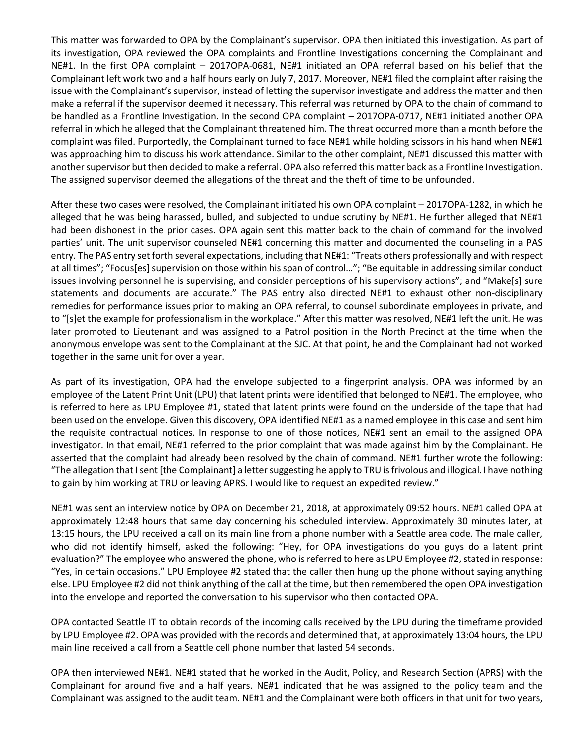This matter was forwarded to OPA by the Complainant's supervisor. OPA then initiated this investigation. As part of its investigation, OPA reviewed the OPA complaints and Frontline Investigations concerning the Complainant and NE#1. In the first OPA complaint – 2017OPA-0681, NE#1 initiated an OPA referral based on his belief that the Complainant left work two and a half hours early on July 7, 2017. Moreover, NE#1 filed the complaint after raising the issue with the Complainant's supervisor, instead of letting the supervisor investigate and address the matter and then make a referral if the supervisor deemed it necessary. This referral was returned by OPA to the chain of command to be handled as a Frontline Investigation. In the second OPA complaint – 2017OPA-0717, NE#1 initiated another OPA referral in which he alleged that the Complainant threatened him. The threat occurred more than a month before the complaint was filed. Purportedly, the Complainant turned to face NE#1 while holding scissors in his hand when NE#1 was approaching him to discuss his work attendance. Similar to the other complaint, NE#1 discussed this matter with another supervisor but then decided to make a referral. OPA also referred this matter back as a Frontline Investigation. The assigned supervisor deemed the allegations of the threat and the theft of time to be unfounded.

After these two cases were resolved, the Complainant initiated his own OPA complaint – 2017OPA-1282, in which he alleged that he was being harassed, bulled, and subjected to undue scrutiny by NE#1. He further alleged that NE#1 had been dishonest in the prior cases. OPA again sent this matter back to the chain of command for the involved parties' unit. The unit supervisor counseled NE#1 concerning this matter and documented the counseling in a PAS entry. The PAS entry set forth several expectations, including that NE#1: "Treats others professionally and with respect at all times"; "Focus[es] supervision on those within his span of control…"; "Be equitable in addressing similar conduct issues involving personnel he is supervising, and consider perceptions of his supervisory actions"; and "Make[s] sure statements and documents are accurate." The PAS entry also directed NE#1 to exhaust other non-disciplinary remedies for performance issues prior to making an OPA referral, to counsel subordinate employees in private, and to "[s]et the example for professionalism in the workplace." After this matter was resolved, NE#1 left the unit. He was later promoted to Lieutenant and was assigned to a Patrol position in the North Precinct at the time when the anonymous envelope was sent to the Complainant at the SJC. At that point, he and the Complainant had not worked together in the same unit for over a year.

As part of its investigation, OPA had the envelope subjected to a fingerprint analysis. OPA was informed by an employee of the Latent Print Unit (LPU) that latent prints were identified that belonged to NE#1. The employee, who is referred to here as LPU Employee #1, stated that latent prints were found on the underside of the tape that had been used on the envelope. Given this discovery, OPA identified NE#1 as a named employee in this case and sent him the requisite contractual notices. In response to one of those notices, NE#1 sent an email to the assigned OPA investigator. In that email, NE#1 referred to the prior complaint that was made against him by the Complainant. He asserted that the complaint had already been resolved by the chain of command. NE#1 further wrote the following: "The allegation that I sent [the Complainant] a letter suggesting he apply to TRU is frivolous and illogical. I have nothing to gain by him working at TRU or leaving APRS. I would like to request an expedited review."

NE#1 was sent an interview notice by OPA on December 21, 2018, at approximately 09:52 hours. NE#1 called OPA at approximately 12:48 hours that same day concerning his scheduled interview. Approximately 30 minutes later, at 13:15 hours, the LPU received a call on its main line from a phone number with a Seattle area code. The male caller, who did not identify himself, asked the following: "Hey, for OPA investigations do you guys do a latent print evaluation?" The employee who answered the phone, who is referred to here as LPU Employee #2, stated in response: "Yes, in certain occasions." LPU Employee #2 stated that the caller then hung up the phone without saying anything else. LPU Employee #2 did not think anything of the call at the time, but then remembered the open OPA investigation into the envelope and reported the conversation to his supervisor who then contacted OPA.

OPA contacted Seattle IT to obtain records of the incoming calls received by the LPU during the timeframe provided by LPU Employee #2. OPA was provided with the records and determined that, at approximately 13:04 hours, the LPU main line received a call from a Seattle cell phone number that lasted 54 seconds.

OPA then interviewed NE#1. NE#1 stated that he worked in the Audit, Policy, and Research Section (APRS) with the Complainant for around five and a half years. NE#1 indicated that he was assigned to the policy team and the Complainant was assigned to the audit team. NE#1 and the Complainant were both officers in that unit for two years,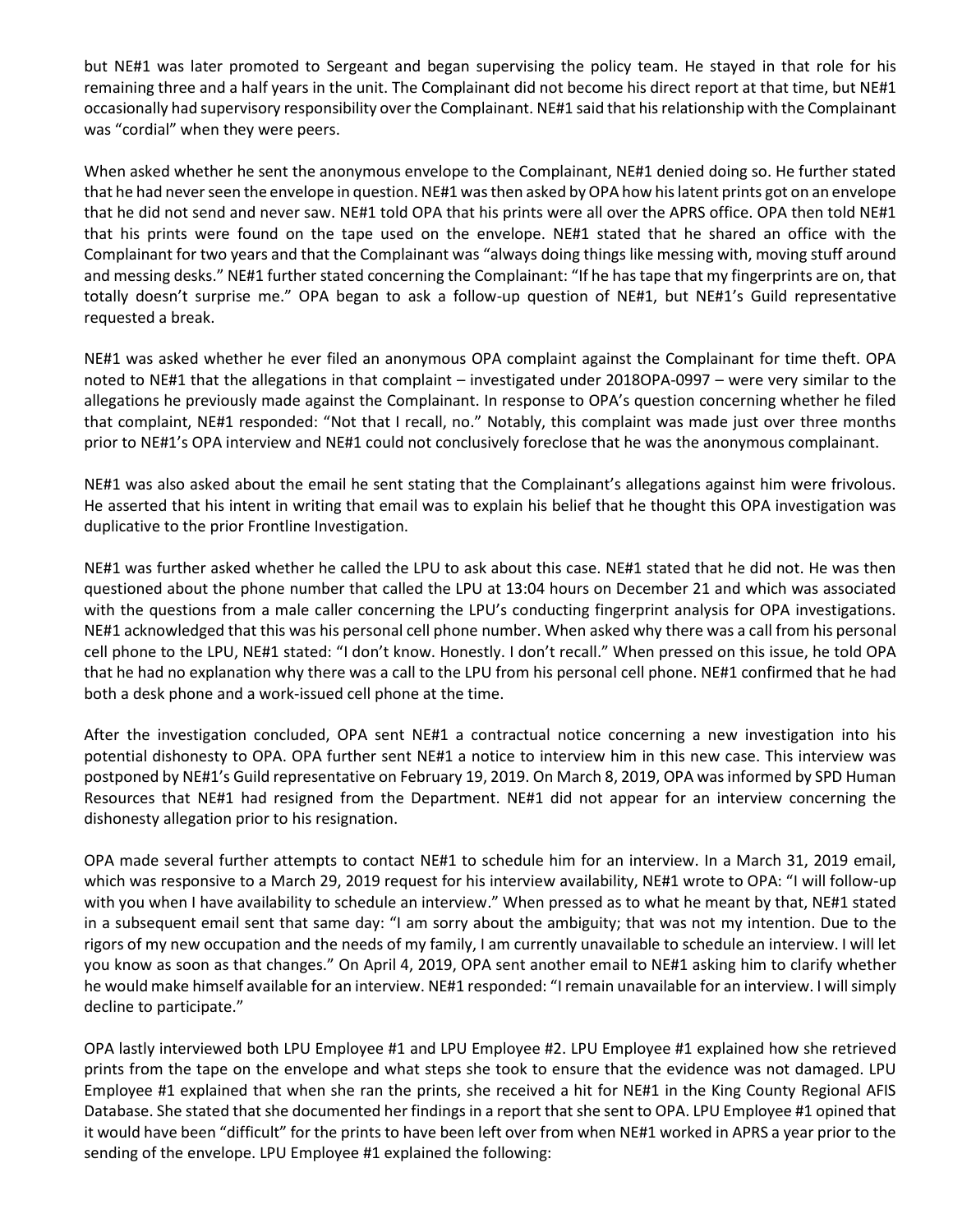but NE#1 was later promoted to Sergeant and began supervising the policy team. He stayed in that role for his remaining three and a half years in the unit. The Complainant did not become his direct report at that time, but NE#1 occasionally had supervisory responsibility over the Complainant. NE#1 said that his relationship with the Complainant was "cordial" when they were peers.

When asked whether he sent the anonymous envelope to the Complainant, NE#1 denied doing so. He further stated that he had never seen the envelope in question. NE#1 was then asked by OPA how his latent prints got on an envelope that he did not send and never saw. NE#1 told OPA that his prints were all over the APRS office. OPA then told NE#1 that his prints were found on the tape used on the envelope. NE#1 stated that he shared an office with the Complainant for two years and that the Complainant was "always doing things like messing with, moving stuff around and messing desks." NE#1 further stated concerning the Complainant: "If he has tape that my fingerprints are on, that totally doesn't surprise me." OPA began to ask a follow-up question of NE#1, but NE#1's Guild representative requested a break.

NE#1 was asked whether he ever filed an anonymous OPA complaint against the Complainant for time theft. OPA noted to NE#1 that the allegations in that complaint – investigated under 2018OPA-0997 – were very similar to the allegations he previously made against the Complainant. In response to OPA's question concerning whether he filed that complaint, NE#1 responded: "Not that I recall, no." Notably, this complaint was made just over three months prior to NE#1's OPA interview and NE#1 could not conclusively foreclose that he was the anonymous complainant.

NE#1 was also asked about the email he sent stating that the Complainant's allegations against him were frivolous. He asserted that his intent in writing that email was to explain his belief that he thought this OPA investigation was duplicative to the prior Frontline Investigation.

NE#1 was further asked whether he called the LPU to ask about this case. NE#1 stated that he did not. He was then questioned about the phone number that called the LPU at 13:04 hours on December 21 and which was associated with the questions from a male caller concerning the LPU's conducting fingerprint analysis for OPA investigations. NE#1 acknowledged that this was his personal cell phone number. When asked why there was a call from his personal cell phone to the LPU, NE#1 stated: "I don't know. Honestly. I don't recall." When pressed on this issue, he told OPA that he had no explanation why there was a call to the LPU from his personal cell phone. NE#1 confirmed that he had both a desk phone and a work-issued cell phone at the time.

After the investigation concluded, OPA sent NE#1 a contractual notice concerning a new investigation into his potential dishonesty to OPA. OPA further sent NE#1 a notice to interview him in this new case. This interview was postponed by NE#1's Guild representative on February 19, 2019. On March 8, 2019, OPA was informed by SPD Human Resources that NE#1 had resigned from the Department. NE#1 did not appear for an interview concerning the dishonesty allegation prior to his resignation.

OPA made several further attempts to contact NE#1 to schedule him for an interview. In a March 31, 2019 email, which was responsive to a March 29, 2019 request for his interview availability, NE#1 wrote to OPA: "I will follow-up with you when I have availability to schedule an interview." When pressed as to what he meant by that, NE#1 stated in a subsequent email sent that same day: "I am sorry about the ambiguity; that was not my intention. Due to the rigors of my new occupation and the needs of my family, I am currently unavailable to schedule an interview. I will let you know as soon as that changes." On April 4, 2019, OPA sent another email to NE#1 asking him to clarify whether he would make himself available for an interview. NE#1 responded: "I remain unavailable for an interview. I will simply decline to participate."

OPA lastly interviewed both LPU Employee #1 and LPU Employee #2. LPU Employee #1 explained how she retrieved prints from the tape on the envelope and what steps she took to ensure that the evidence was not damaged. LPU Employee #1 explained that when she ran the prints, she received a hit for NE#1 in the King County Regional AFIS Database. She stated that she documented her findings in a report that she sent to OPA. LPU Employee #1 opined that it would have been "difficult" for the prints to have been left over from when NE#1 worked in APRS a year prior to the sending of the envelope. LPU Employee #1 explained the following: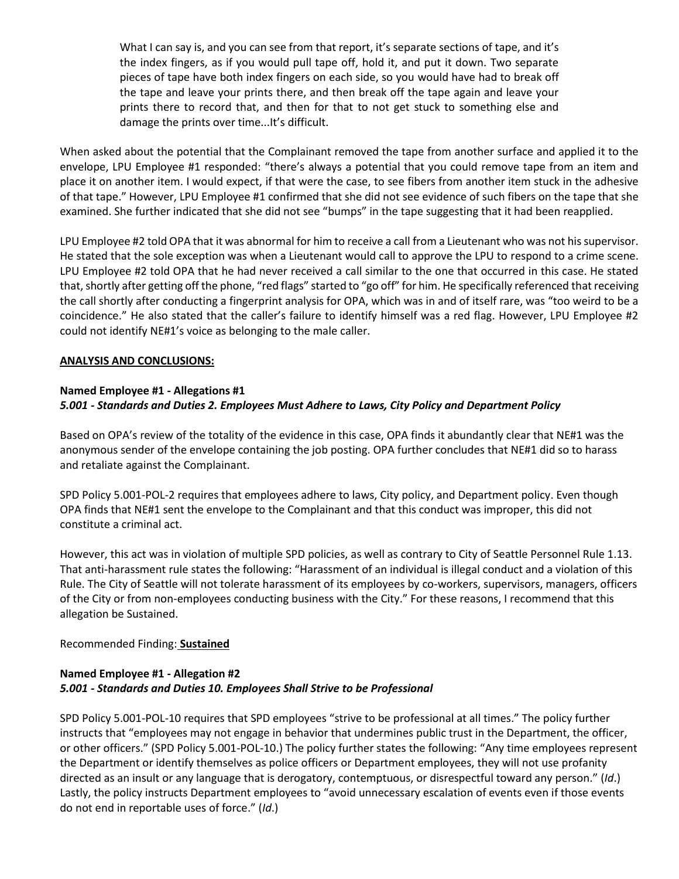> What I can say is, and you can see from that report, it's separate sections of tape, and it's the index fingers, as if you would pull tape off, hold it, and put it down. Two separate pieces of tape have both index fingers on each side, so you would have had to break off the tape and leave your prints there, and then break off the tape again and leave your prints there to record that, and then for that to not get stuck to something else and damage the prints over time...It's difficult.

When asked about the potential that the Complainant removed the tape from another surface and applied it to the envelope, LPU Employee #1 responded: "there's always a potential that you could remove tape from an item and place it on another item. I would expect, if that were the case, to see fibers from another item stuck in the adhesive of that tape." However, LPU Employee #1 confirmed that she did not see evidence of such fibers on the tape that she examined. She further indicated that she did not see "bumps" in the tape suggesting that it had been reapplied.

LPU Employee #2 told OPA that it was abnormal for him to receive a call from a Lieutenant who was not his supervisor. He stated that the sole exception was when a Lieutenant would call to approve the LPU to respond to a crime scene. LPU Employee #2 told OPA that he had never received a call similar to the one that occurred in this case. He stated that, shortly after getting off the phone, "red flags" started to "go off" for him. He specifically referenced that receiving the call shortly after conducting a fingerprint analysis for OPA, which was in and of itself rare, was "too weird to be a coincidence." He also stated that the caller's failure to identify himself was a red flag. However, LPU Employee #2 could not identify NE#1's voice as belonging to the male caller.

**ANALYSIS AND CONCLUSIONS:**

**Named Employee #1 - Allegations #1**
***5.001 - Standards and Duties 2. Employees Must Adhere to Laws, City Policy and Department Policy***

Based on OPA's review of the totality of the evidence in this case, OPA finds it abundantly clear that NE#1 was the anonymous sender of the envelope containing the job posting. OPA further concludes that NE#1 did so to harass and retaliate against the Complainant.

SPD Policy 5.001-POL-2 requires that employees adhere to laws, City policy, and Department policy. Even though OPA finds that NE#1 sent the envelope to the Complainant and that this conduct was improper, this did not constitute a criminal act.

However, this act was in violation of multiple SPD policies, as well as contrary to City of Seattle Personnel Rule 1.13. That anti-harassment rule states the following: "Harassment of an individual is illegal conduct and a violation of this Rule. The City of Seattle will not tolerate harassment of its employees by co-workers, supervisors, managers, officers of the City or from non-employees conducting business with the City." For these reasons, I recommend that this allegation be Sustained.

Recommended Finding: **Sustained**

**Named Employee #1 - Allegation #2**
***5.001 - Standards and Duties 10. Employees Shall Strive to be Professional***

SPD Policy 5.001-POL-10 requires that SPD employees "strive to be professional at all times." The policy further instructs that "employees may not engage in behavior that undermines public trust in the Department, the officer, or other officers." (SPD Policy 5.001-POL-10.) The policy further states the following: "Any time employees represent the Department or identify themselves as police officers or Department employees, they will not use profanity directed as an insult or any language that is derogatory, contemptuous, or disrespectful toward any person." (*Id*.) Lastly, the policy instructs Department employees to "avoid unnecessary escalation of events even if those events do not end in reportable uses of force." (*Id*.)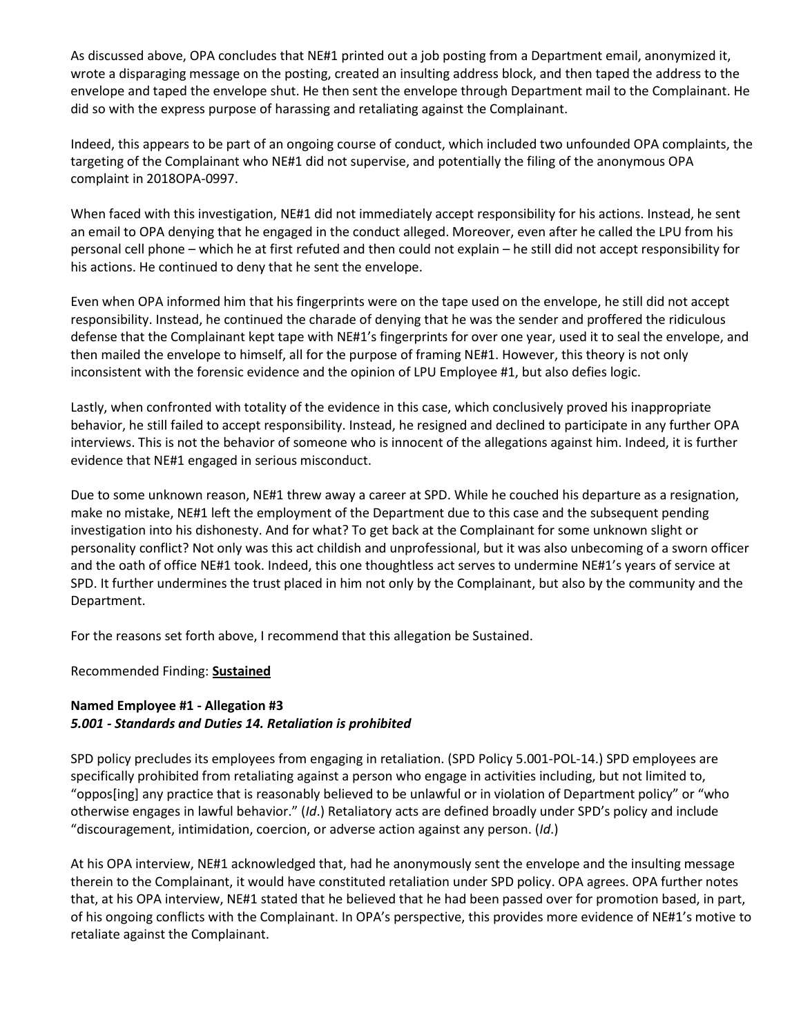As discussed above, OPA concludes that NE#1 printed out a job posting from a Department email, anonymized it, wrote a disparaging message on the posting, created an insulting address block, and then taped the address to the envelope and taped the envelope shut. He then sent the envelope through Department mail to the Complainant. He did so with the express purpose of harassing and retaliating against the Complainant.

Indeed, this appears to be part of an ongoing course of conduct, which included two unfounded OPA complaints, the targeting of the Complainant who NE#1 did not supervise, and potentially the filing of the anonymous OPA complaint in 2018OPA-0997.

When faced with this investigation, NE#1 did not immediately accept responsibility for his actions. Instead, he sent an email to OPA denying that he engaged in the conduct alleged. Moreover, even after he called the LPU from his personal cell phone – which he at first refuted and then could not explain – he still did not accept responsibility for his actions. He continued to deny that he sent the envelope.

Even when OPA informed him that his fingerprints were on the tape used on the envelope, he still did not accept responsibility. Instead, he continued the charade of denying that he was the sender and proffered the ridiculous defense that the Complainant kept tape with NE#1's fingerprints for over one year, used it to seal the envelope, and then mailed the envelope to himself, all for the purpose of framing NE#1. However, this theory is not only inconsistent with the forensic evidence and the opinion of LPU Employee #1, but also defies logic.

Lastly, when confronted with totality of the evidence in this case, which conclusively proved his inappropriate behavior, he still failed to accept responsibility. Instead, he resigned and declined to participate in any further OPA interviews. This is not the behavior of someone who is innocent of the allegations against him. Indeed, it is further evidence that NE#1 engaged in serious misconduct.

Due to some unknown reason, NE#1 threw away a career at SPD. While he couched his departure as a resignation, make no mistake, NE#1 left the employment of the Department due to this case and the subsequent pending investigation into his dishonesty. And for what? To get back at the Complainant for some unknown slight or personality conflict? Not only was this act childish and unprofessional, but it was also unbecoming of a sworn officer and the oath of office NE#1 took. Indeed, this one thoughtless act serves to undermine NE#1's years of service at SPD. It further undermines the trust placed in him not only by the Complainant, but also by the community and the Department.

For the reasons set forth above, I recommend that this allegation be Sustained.

Recommended Finding: **Sustained**

**Named Employee #1 - Allegation #3**
***5.001 - Standards and Duties 14. Retaliation is prohibited***

SPD policy precludes its employees from engaging in retaliation. (SPD Policy 5.001-POL-14.) SPD employees are specifically prohibited from retaliating against a person who engage in activities including, but not limited to, "oppos[ing] any practice that is reasonably believed to be unlawful or in violation of Department policy" or "who otherwise engages in lawful behavior." (*Id*.) Retaliatory acts are defined broadly under SPD's policy and include "discouragement, intimidation, coercion, or adverse action against any person. (*Id*.)

At his OPA interview, NE#1 acknowledged that, had he anonymously sent the envelope and the insulting message therein to the Complainant, it would have constituted retaliation under SPD policy. OPA agrees. OPA further notes that, at his OPA interview, NE#1 stated that he believed that he had been passed over for promotion based, in part, of his ongoing conflicts with the Complainant. In OPA's perspective, this provides more evidence of NE#1's motive to retaliate against the Complainant.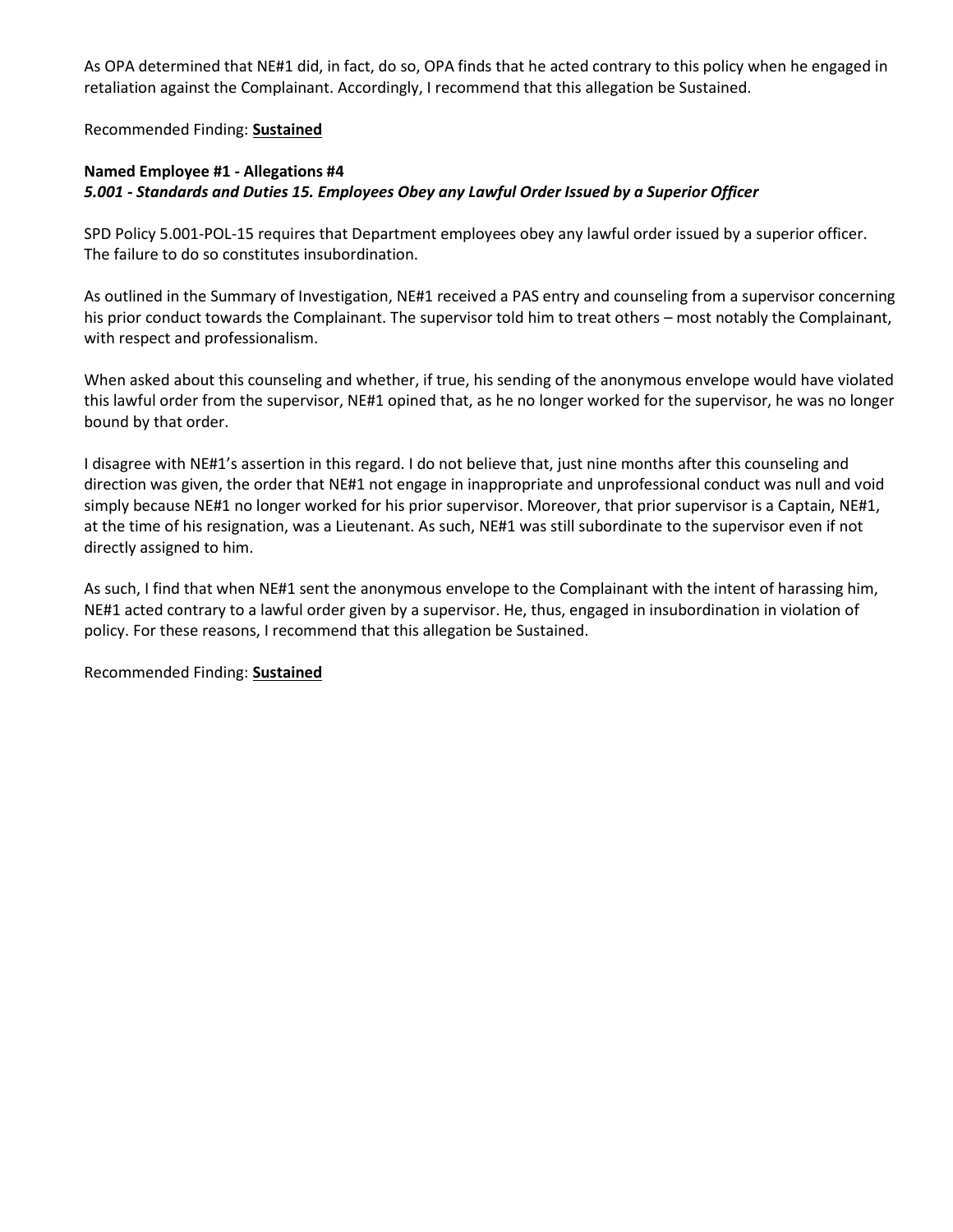As OPA determined that NE#1 did, in fact, do so, OPA finds that he acted contrary to this policy when he engaged in retaliation against the Complainant. Accordingly, I recommend that this allegation be Sustained.

Recommended Finding: **Sustained**

**Named Employee #1 - Allegations #4**
***5.001 - Standards and Duties 15. Employees Obey any Lawful Order Issued by a Superior Officer***

SPD Policy 5.001-POL-15 requires that Department employees obey any lawful order issued by a superior officer. The failure to do so constitutes insubordination.

As outlined in the Summary of Investigation, NE#1 received a PAS entry and counseling from a supervisor concerning his prior conduct towards the Complainant. The supervisor told him to treat others – most notably the Complainant, with respect and professionalism.

When asked about this counseling and whether, if true, his sending of the anonymous envelope would have violated this lawful order from the supervisor, NE#1 opined that, as he no longer worked for the supervisor, he was no longer bound by that order.

I disagree with NE#1's assertion in this regard. I do not believe that, just nine months after this counseling and direction was given, the order that NE#1 not engage in inappropriate and unprofessional conduct was null and void simply because NE#1 no longer worked for his prior supervisor. Moreover, that prior supervisor is a Captain, NE#1, at the time of his resignation, was a Lieutenant. As such, NE#1 was still subordinate to the supervisor even if not directly assigned to him.

As such, I find that when NE#1 sent the anonymous envelope to the Complainant with the intent of harassing him, NE#1 acted contrary to a lawful order given by a supervisor. He, thus, engaged in insubordination in violation of policy. For these reasons, I recommend that this allegation be Sustained.

Recommended Finding: **Sustained**